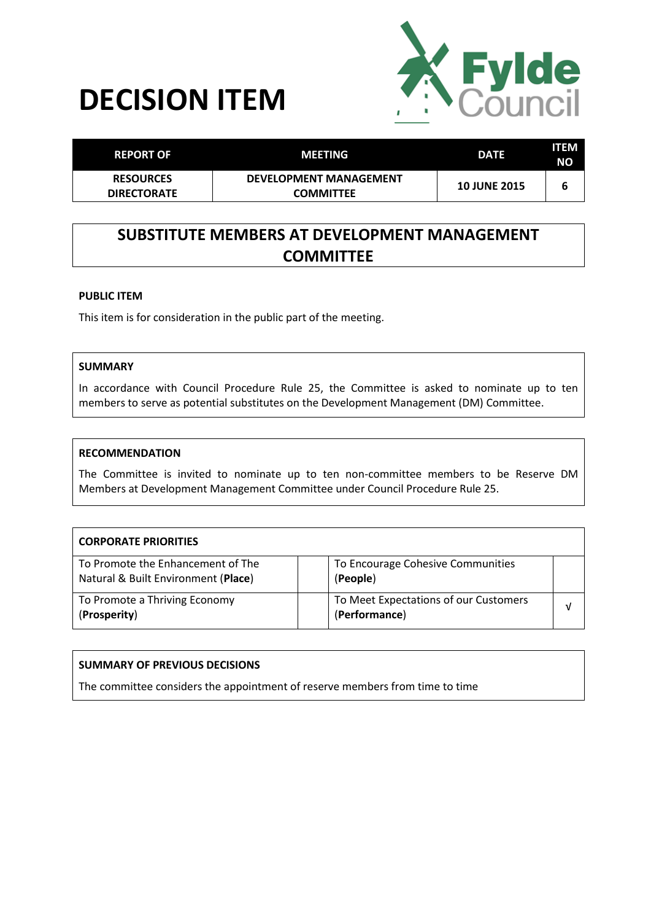# DECISION ITEM

Fylde Council

| REPORT OF | MEETING | DATE | ITEM NO |
|---|---|---|---|
| RESOURCES DIRECTORATE | DEVELOPMENT MANAGEMENT COMMITTEE | 10 JUNE 2015 | 6 |

## SUBSTITUTE MEMBERS AT DEVELOPMENT MANAGEMENT COMMITTEE

**PUBLIC ITEM**

This item is for consideration in the public part of the meeting.

**SUMMARY**

In accordance with Council Procedure Rule 25, the Committee is asked to nominate up to ten members to serve as potential substitutes on the Development Management (DM) Committee.

**RECOMMENDATION**

The Committee is invited to nominate up to ten non-committee members to be Reserve DM Members at Development Management Committee under Council Procedure Rule 25.

| CORPORATE PRIORITIES | | | |
|---|---|---|---|
| To Promote the Enhancement of The Natural & Built Environment (**Place**) | | To Encourage Cohesive Communities (**People**) | |
| To Promote a Thriving Economy (**Prosperity**) | | To Meet Expectations of our Customers (**Performance**) | √ |

**SUMMARY OF PREVIOUS DECISIONS**

The committee considers the appointment of reserve members from time to time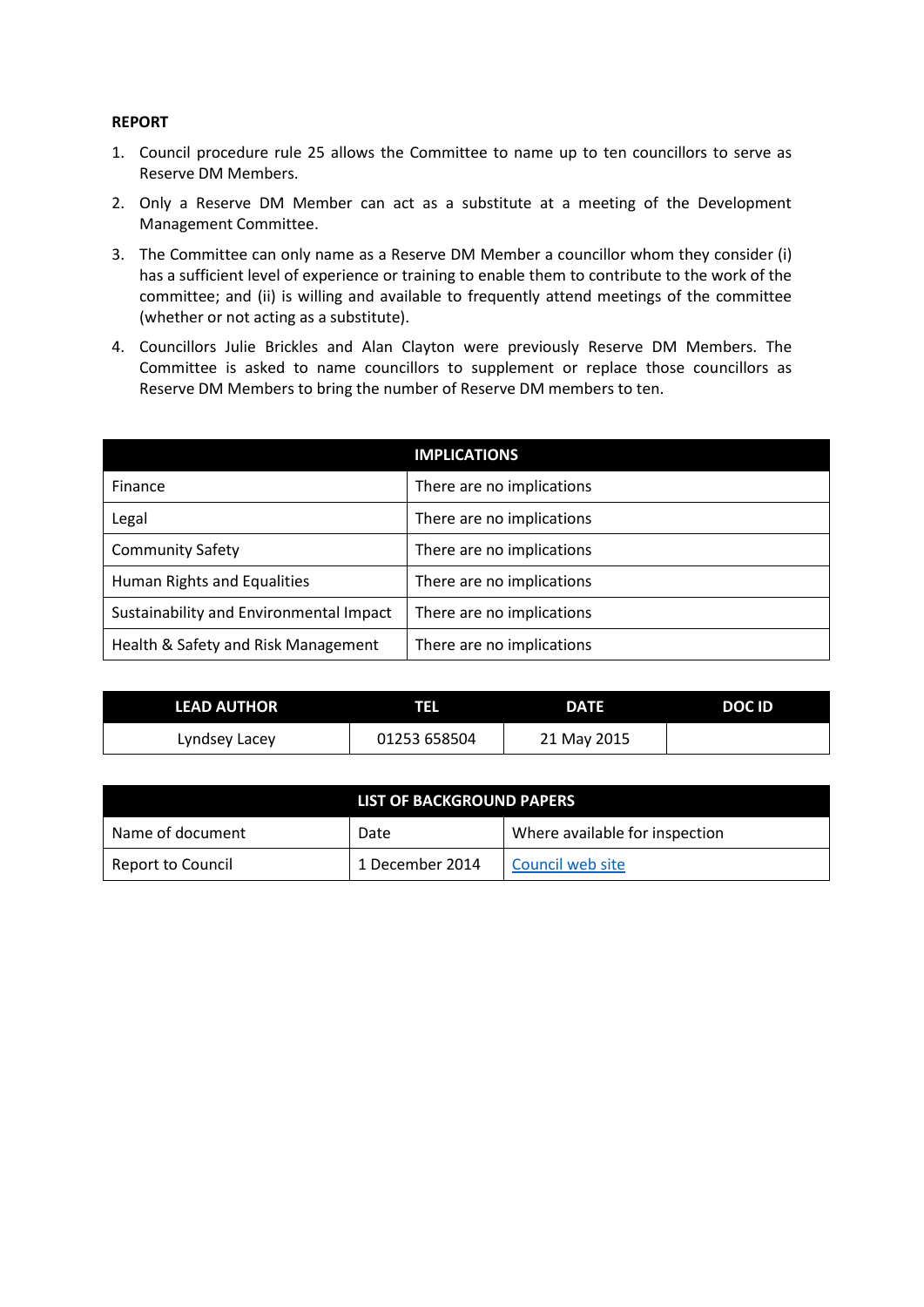**REPORT**

1. Council procedure rule 25 allows the Committee to name up to ten councillors to serve as Reserve DM Members.
2. Only a Reserve DM Member can act as a substitute at a meeting of the Development Management Committee.
3. The Committee can only name as a Reserve DM Member a councillor whom they consider (i) has a sufficient level of experience or training to enable them to contribute to the work of the committee; and (ii) is willing and available to frequently attend meetings of the committee (whether or not acting as a substitute).
4. Councillors Julie Brickles and Alan Clayton were previously Reserve DM Members. The Committee is asked to name councillors to supplement or replace those councillors as Reserve DM Members to bring the number of Reserve DM members to ten.

| IMPLICATIONS | |
|---|---|
| Finance | There are no implications |
| Legal | There are no implications |
| Community Safety | There are no implications |
| Human Rights and Equalities | There are no implications |
| Sustainability and Environmental Impact | There are no implications |
| Health & Safety and Risk Management | There are no implications |

| LEAD AUTHOR | TEL | DATE | DOC ID |
|---|---|---|---|
| Lyndsey Lacey | 01253 658504 | 21 May 2015 | |

| LIST OF BACKGROUND PAPERS | | |
|---|---|---|
| Name of document | Date | Where available for inspection |
| Report to Council | 1 December 2014 | Council web site |